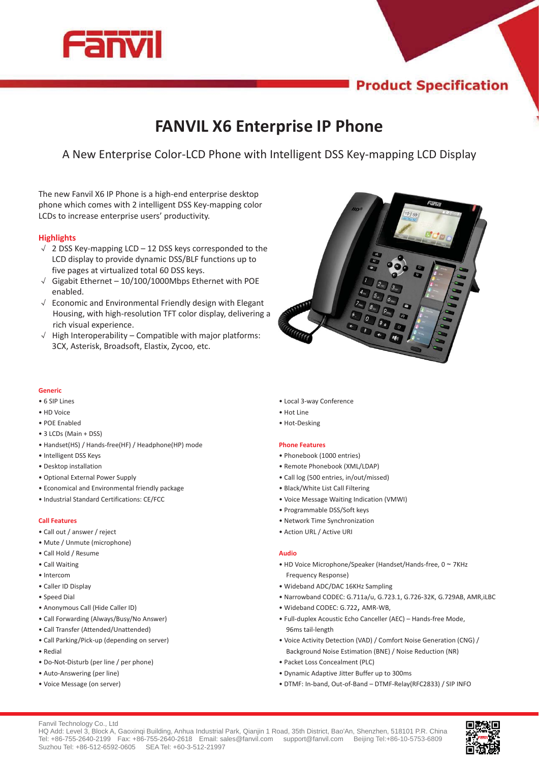Fanvil

Product Specification

# FANVIL X6 Enterprise IP Phone

A New Enterprise Color-LCD Phone with Intelligent DSS Key-mapping LCD Display

The new Fanvil X6 IP Phone is a high-end enterprise desktop phone which comes with 2 intelligent DSS Key-mapping color LCDs to increase enterprise users' productivity.

## Highlights

√ 2 DSS Key-mapping LCD – 12 DSS keys corresponded to the LCD display to provide dynamic DSS/BLF functions up to five pages at virtualized total 60 DSS keys.

√ Gigabit Ethernet – 10/100/1000Mbps Ethernet with POE enabled.

√ Economic and Environmental Friendly design with Elegant Housing, with high-resolution TFT color display, delivering a rich visual experience.

√ High Interoperability – Compatible with major platforms: 3CX, Asterisk, Broadsoft, Elastix, Zycoo, etc.

### Generic

- 6 SIP Lines
- HD Voice
- POE Enabled
- 3 LCDs (Main + DSS)
- Handset(HS) / Hands-free(HF) / Headphone(HP) mode
- Intelligent DSS Keys
- Desktop installation
- Optional External Power Supply
- Economical and Environmental friendly package
- Industrial Standard Certifications: CE/FCC

### Call Features

- Call out / answer / reject
- Mute / Unmute (microphone)
- Call Hold / Resume
- Call Waiting
- Intercom
- Caller ID Display
- Speed Dial
- Anonymous Call (Hide Caller ID)
- Call Forwarding (Always/Busy/No Answer)
- Call Transfer (Attended/Unattended)
- Call Parking/Pick-up (depending on server)
- Redial
- Do-Not-Disturb (per line / per phone)
- Auto-Answering (per line)
- Voice Message (on server)
- Local 3-way Conference
- Hot Line
- Hot-Desking

### Phone Features

- Phonebook (1000 entries)
- Remote Phonebook (XML/LDAP)
- Call log (500 entries, in/out/missed)
- Black/White List Call Filtering
- Voice Message Waiting Indication (VMWI)
- Programmable DSS/Soft keys
- Network Time Synchronization
- Action URL / Active URI

### Audio

- HD Voice Microphone/Speaker (Handset/Hands-free, 0 ~ 7KHz Frequency Response)
- Wideband ADC/DAC 16KHz Sampling
- Narrowband CODEC: G.711a/u, G.723.1, G.726-32K, G.729AB, AMR,iLBC
- Wideband CODEC: G.722, AMR-WB,
- Full-duplex Acoustic Echo Canceller (AEC) – Hands-free Mode, 96ms tail-length
- Voice Activity Detection (VAD) / Comfort Noise Generation (CNG) / Background Noise Estimation (BNE) / Noise Reduction (NR)
- Packet Loss Concealment (PLC)
- Dynamic Adaptive Jitter Buffer up to 300ms
- DTMF: In-band, Out-of-Band – DTMF-Relay(RFC2833) / SIP INFO

Fanvil Technology Co., Ltd
HQ Add: Level 3, Block A, Gaoxinqi Building, Anhua Industrial Park, Qianjin 1 Road, 35th District, Bao'An, Shenzhen, 518101 P.R. China
Tel: +86-755-2640-2199 Fax: +86-755-2640-2618 Email: sales@fanvil.com support@fanvil.com Beijing Tel:+86-10-5753-6809
Suzhou Tel: +86-512-6592-0605 SEA Tel: +60-3-512-21997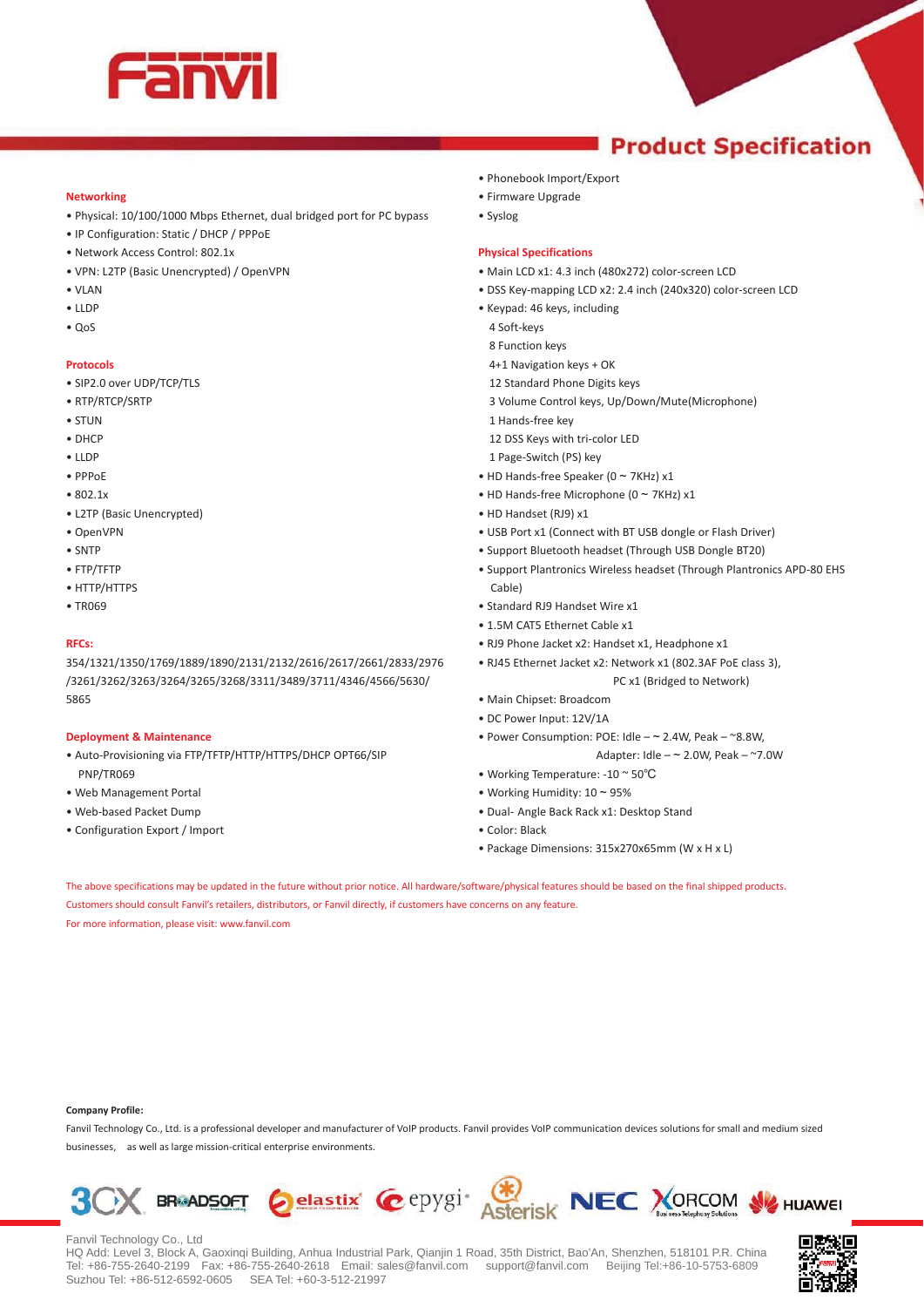# Product Specification

## Networking

- Physical: 10/100/1000 Mbps Ethernet, dual bridged port for PC bypass
- IP Configuration: Static / DHCP / PPPoE
- Network Access Control: 802.1x
- VPN: L2TP (Basic Unencrypted) / OpenVPN
- VLAN
- LLDP
- QoS

## Protocols

- SIP2.0 over UDP/TCP/TLS
- RTP/RTCP/SRTP
- STUN
- DHCP
- LLDP
- PPPoE
- 802.1x
- L2TP (Basic Unencrypted)
- OpenVPN
- SNTP
- FTP/TFTP
- HTTP/HTTPS
- TR069

## RFCs:

354/1321/1350/1769/1889/1890/2131/2132/2616/2617/2661/2833/2976/3261/3262/3263/3264/3265/3268/3311/3489/3711/4346/4566/5630/5865

## Deployment & Maintenance

- Auto-Provisioning via FTP/TFTP/HTTP/HTTPS/DHCP OPT66/SIP PNP/TR069
- Web Management Portal
- Web-based Packet Dump
- Configuration Export / Import
- Phonebook Import/Export
- Firmware Upgrade
- Syslog

## Physical Specifications

- Main LCD x1: 4.3 inch (480x272) color-screen LCD
- DSS Key-mapping LCD x2: 2.4 inch (240x320) color-screen LCD
- Keypad: 46 keys, including
  - 4 Soft-keys
  - 8 Function keys
  - 4+1 Navigation keys + OK
  - 12 Standard Phone Digits keys
  - 3 Volume Control keys, Up/Down/Mute(Microphone)
  - 1 Hands-free key
  - 12 DSS Keys with tri-color LED
  - 1 Page-Switch (PS) key
- HD Hands-free Speaker (0 ~ 7KHz) x1
- HD Hands-free Microphone (0 ~ 7KHz) x1
- HD Handset (RJ9) x1
- USB Port x1 (Connect with BT USB dongle or Flash Driver)
- Support Bluetooth headset (Through USB Dongle BT20)
- Support Plantronics Wireless headset (Through Plantronics APD-80 EHS Cable)
- Standard RJ9 Handset Wire x1
- 1.5M CAT5 Ethernet Cable x1
- RJ9 Phone Jacket x2: Handset x1, Headphone x1
- RJ45 Ethernet Jacket x2: Network x1 (802.3AF PoE class 3),
  PC x1 (Bridged to Network)
- Main Chipset: Broadcom
- DC Power Input: 12V/1A
- Power Consumption: POE: Idle – ~ 2.4W, Peak – ~8.8W,
  Adapter: Idle – ~ 2.0W, Peak – ~7.0W
- Working Temperature: -10 ~ 50℃
- Working Humidity: 10 ~ 95%
- Dual- Angle Back Rack x1: Desktop Stand
- Color: Black
- Package Dimensions: 315x270x65mm (W x H x L)

The above specifications may be updated in the future without prior notice. All hardware/software/physical features should be based on the final shipped products. Customers should consult Fanvil's retailers, distributors, or Fanvil directly, if customers have concerns on any feature.
For more information, please visit: www.fanvil.com

**Company Profile:**

Fanvil Technology Co., Ltd. is a professional developer and manufacturer of VoIP products. Fanvil provides VoIP communication devices solutions for small and medium sized businesses, as well as large mission-critical enterprise environments.

Fanvil Technology Co., Ltd
HQ Add: Level 3, Block A, Gaoxinqi Building, Anhua Industrial Park, Qianjin 1 Road, 35th District, Bao'An, Shenzhen, 518101 P.R. China
Tel: +86-755-2640-2199 Fax: +86-755-2640-2618 Email: sales@fanvil.com support@fanvil.com Beijing Tel:+86-10-5753-6809
Suzhou Tel: +86-512-6592-0605 SEA Tel: +60-3-512-21997